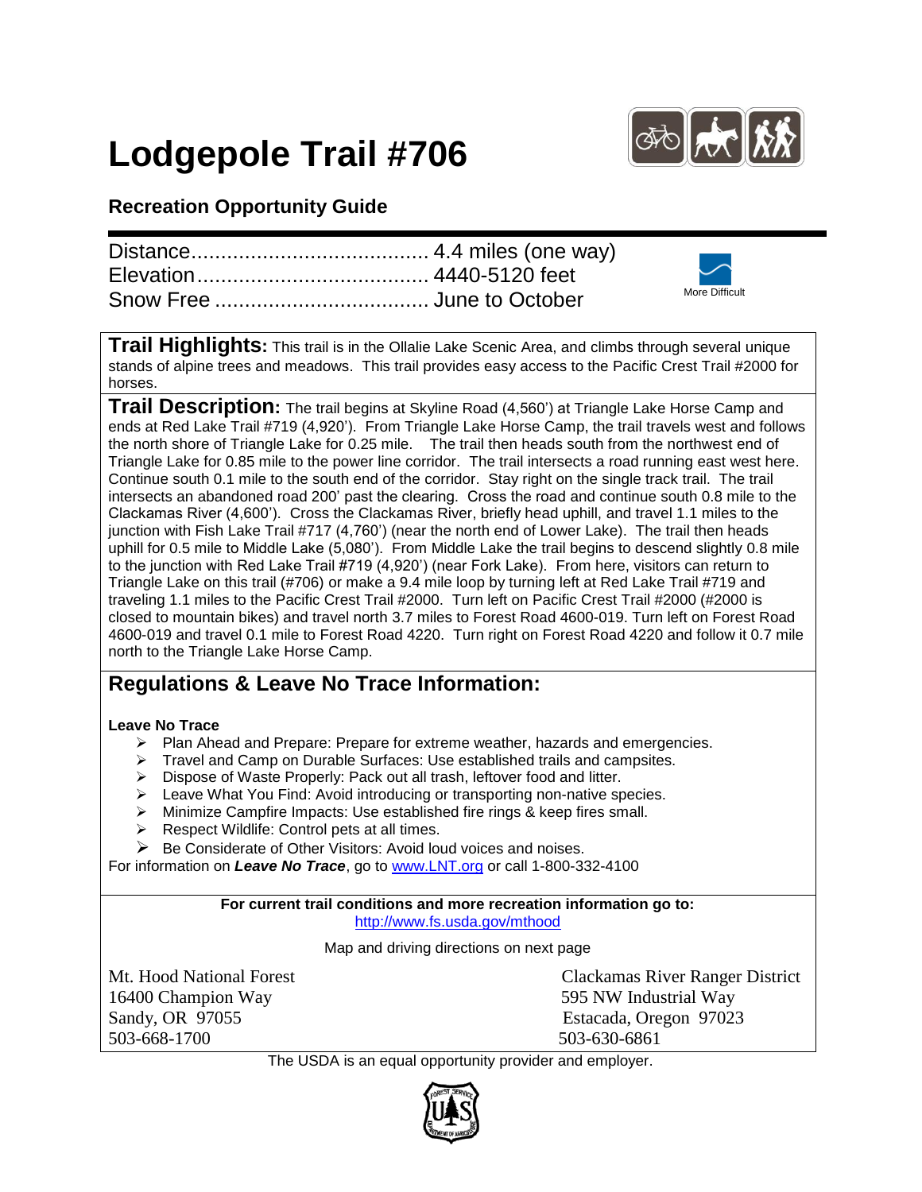# Lodgepole Trail #706

## Recreation Opportunity Guide

Distance........................................ 4.4 miles (one way)
Elevation....................................... 4440-5120 feet
Snow Free .................................... June to October

More Difficult

**Trail Highlights:** This trail is in the Ollalie Lake Scenic Area, and climbs through several unique stands of alpine trees and meadows. This trail provides easy access to the Pacific Crest Trail #2000 for horses.

**Trail Description:** The trail begins at Skyline Road (4,560') at Triangle Lake Horse Camp and ends at Red Lake Trail #719 (4,920'). From Triangle Lake Horse Camp, the trail travels west and follows the north shore of Triangle Lake for 0.25 mile. The trail then heads south from the northwest end of Triangle Lake for 0.85 mile to the power line corridor. The trail intersects a road running east west here. Continue south 0.1 mile to the south end of the corridor. Stay right on the single track trail. The trail intersects an abandoned road 200' past the clearing. Cross the road and continue south 0.8 mile to the Clackamas River (4,600'). Cross the Clackamas River, briefly head uphill, and travel 1.1 miles to the junction with Fish Lake Trail #717 (4,760') (near the north end of Lower Lake). The trail then heads uphill for 0.5 mile to Middle Lake (5,080'). From Middle Lake the trail begins to descend slightly 0.8 mile to the junction with Red Lake Trail #719 (4,920') (near Fork Lake). From here, visitors can return to Triangle Lake on this trail (#706) or make a 9.4 mile loop by turning left at Red Lake Trail #719 and traveling 1.1 miles to the Pacific Crest Trail #2000. Turn left on Pacific Crest Trail #2000 (#2000 is closed to mountain bikes) and travel north 3.7 miles to Forest Road 4600-019. Turn left on Forest Road 4600-019 and travel 0.1 mile to Forest Road 4220. Turn right on Forest Road 4220 and follow it 0.7 mile north to the Triangle Lake Horse Camp.

## Regulations & Leave No Trace Information:

**Leave No Trace**

- Plan Ahead and Prepare: Prepare for extreme weather, hazards and emergencies.
- Travel and Camp on Durable Surfaces: Use established trails and campsites.
- Dispose of Waste Properly: Pack out all trash, leftover food and litter.
- Leave What You Find: Avoid introducing or transporting non-native species.
- Minimize Campfire Impacts: Use established fire rings & keep fires small.
- Respect Wildlife: Control pets at all times.
- Be Considerate of Other Visitors: Avoid loud voices and noises.

For information on ***Leave No Trace***, go to www.LNT.org or call 1-800-332-4100

**For current trail conditions and more recreation information go to:**
http://www.fs.usda.gov/mthood

Map and driving directions on next page

Mt. Hood National Forest
16400 Champion Way
Sandy, OR 97055
503-668-1700

Clackamas River Ranger District
595 NW Industrial Way
Estacada, Oregon 97023
503-630-6861

The USDA is an equal opportunity provider and employer.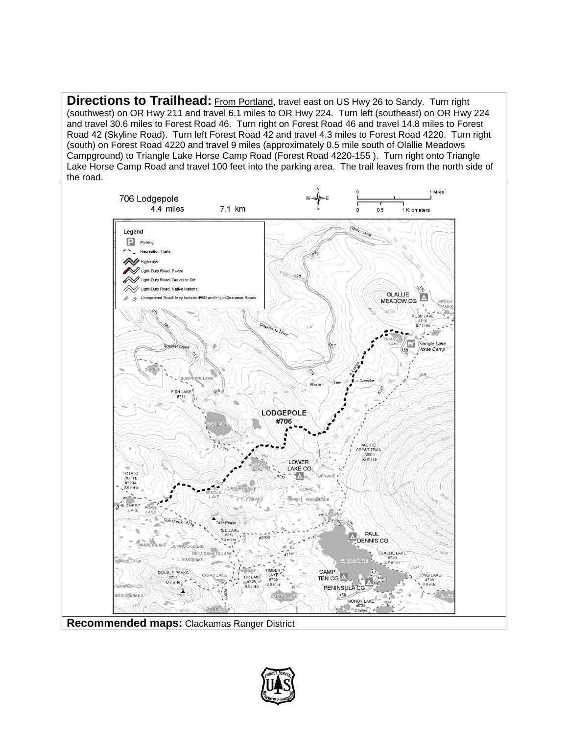**Directions to Trailhead:** From Portland, travel east on US Hwy 26 to Sandy. Turn right (southwest) on OR Hwy 211 and travel 6.1 miles to OR Hwy 224. Turn left (southeast) on OR Hwy 224 and travel 30.6 miles to Forest Road 46. Turn right on Forest Road 46 and travel 14.8 miles to Forest Road 42 (Skyline Road). Turn left Forest Road 42 and travel 4.3 miles to Forest Road 4220. Turn right (south) on Forest Road 4220 and travel 9 miles (approximately 0.5 mile south of Olallie Meadows Campground) to Triangle Lake Horse Camp Road (Forest Road 4220-155 ). Turn right onto Triangle Lake Horse Camp Road and travel 100 feet into the parking area. The trail leaves from the north side of the road.

706 Lodgepole
4.4 miles 7.1 km

Legend
Parking
Recreation Trails
Highways
Light-Duty Road, Paved
Light-Duty Road, Gravel or Dirt
Light-Duty Road, Native Material
Unimproved Road: May Include 4WD and High-Clearance Roads

LODGEPOLE
#706

**Recommended maps:** Clackamas Ranger District